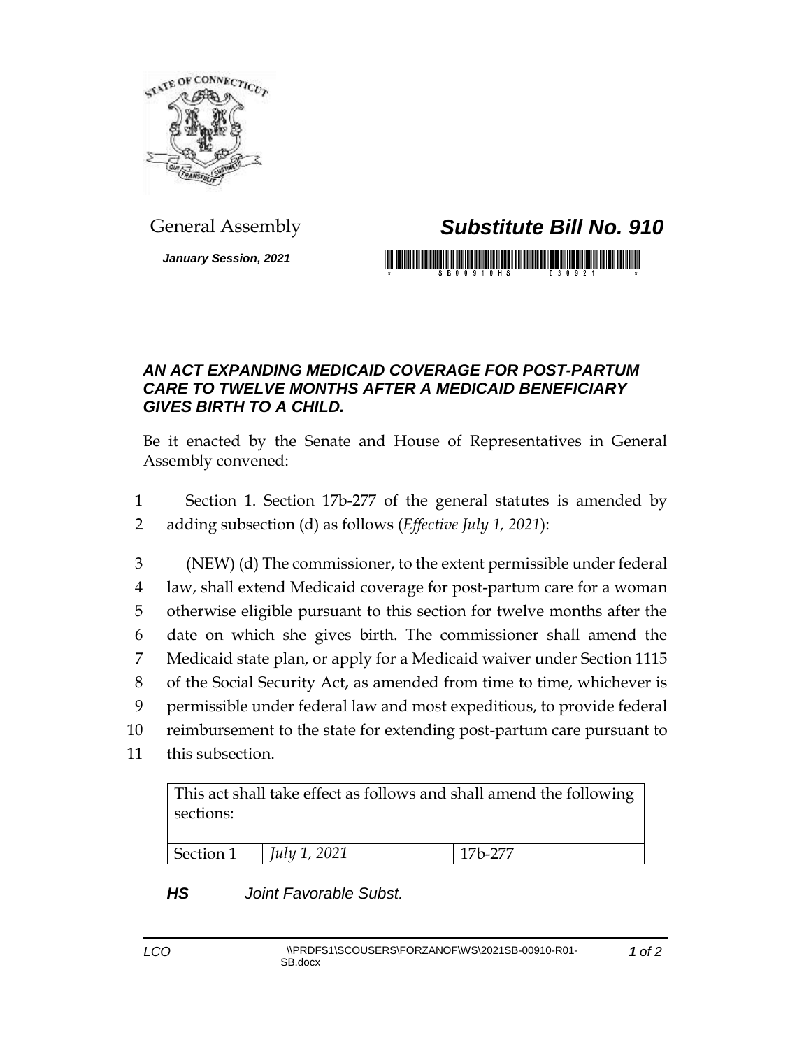General Assembly

# *Substitute Bill No. 910*

***January Session, 2021***

### *AN ACT EXPANDING MEDICAID COVERAGE FOR POST-PARTUM CARE TO TWELVE MONTHS AFTER A MEDICAID BENEFICIARY GIVES BIRTH TO A CHILD.*

Be it enacted by the Senate and House of Representatives in General Assembly convened:

1 Section 1. Section 17b-277 of the general statutes is amended by
2 adding subsection (d) as follows (*Effective July 1, 2021*):

3 (NEW) (d) The commissioner, to the extent permissible under federal
4 law, shall extend Medicaid coverage for post-partum care for a woman
5 otherwise eligible pursuant to this section for twelve months after the
6 date on which she gives birth. The commissioner shall amend the
7 Medicaid state plan, or apply for a Medicaid waiver under Section 1115
8 of the Social Security Act, as amended from time to time, whichever is
9 permissible under federal law and most expeditious, to provide federal
10 reimbursement to the state for extending post-partum care pursuant to
11 this subsection.

| This act shall take effect as follows and shall amend the following sections: | | |
|---|---|---|
| Section 1 | *July 1, 2021* | 17b-277 |

***HS*** *Joint Favorable Subst.*